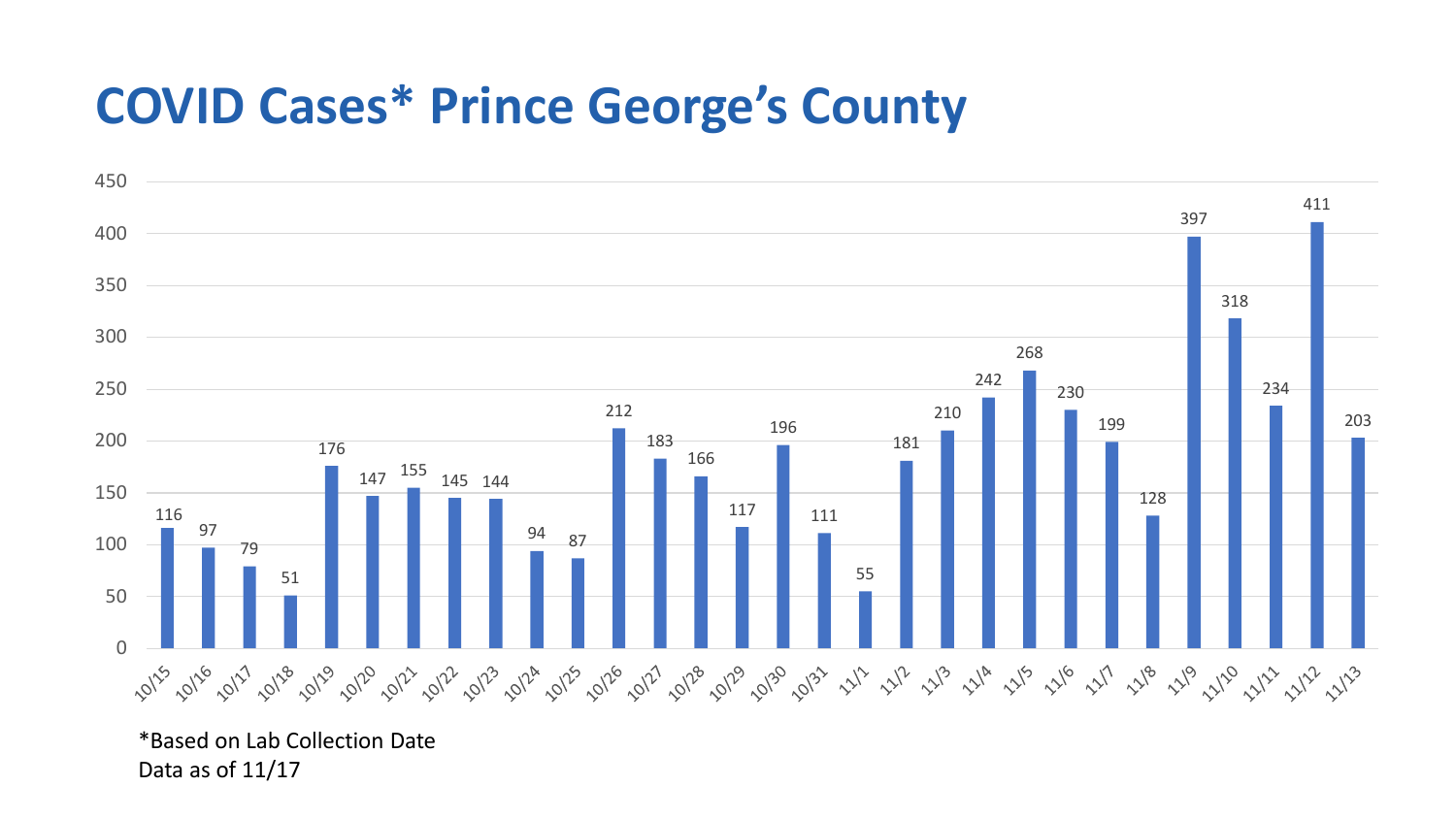# COVID Cases* Prince George's County

| Date | Cases |
| --- | --- |
| 10/15 | 116 |
| 10/16 | 97 |
| 10/17 | 79 |
| 10/18 | 51 |
| 10/19 | 176 |
| 10/20 | 147 |
| 10/21 | 155 |
| 10/22 | 145 |
| 10/23 | 144 |
| 10/24 | 94 |
| 10/25 | 87 |
| 10/26 | 212 |
| 10/27 | 183 |
| 10/28 | 166 |
| 10/29 | 117 |
| 10/30 | 196 |
| 10/31 | 111 |
| 11/1 | 55 |
| 11/2 | 181 |
| 11/3 | 210 |
| 11/4 | 242 |
| 11/5 | 268 |
| 11/6 | 230 |
| 11/7 | 199 |
| 11/8 | 128 |
| 11/9 | 397 |
| 11/10 | 318 |
| 11/11 | 234 |
| 11/12 | 411 |
| 11/13 | 203 |

*Based on Lab Collection Date
Data as of 11/17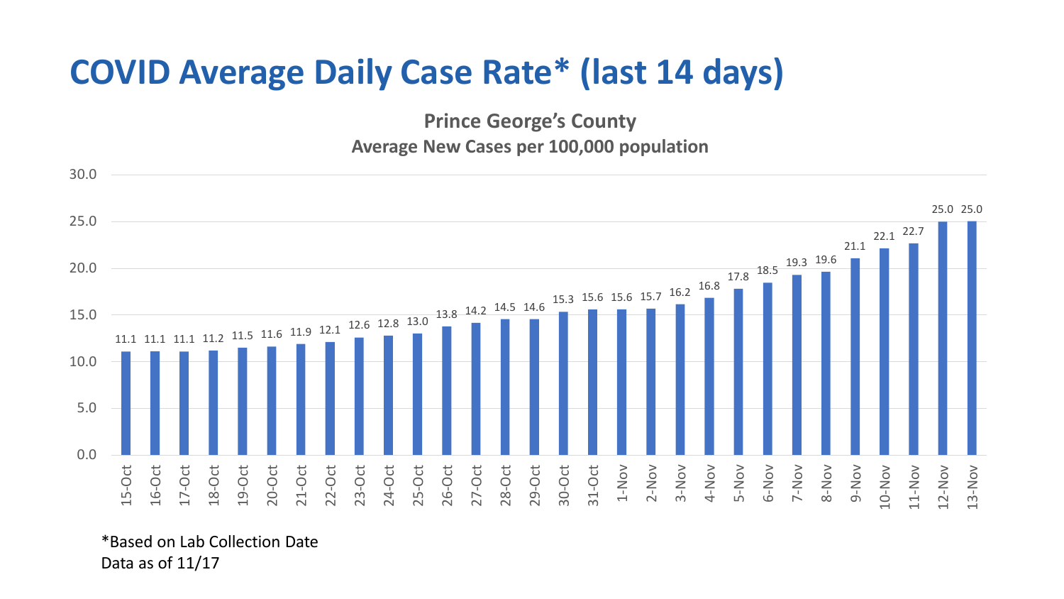# COVID Average Daily Case Rate* (last 14 days)

**Prince George's County**

**Average New Cases per 100,000 population**

| Date | Rate |
|---|---|
| 15-Oct | 11.1 |
| 16-Oct | 11.1 |
| 17-Oct | 11.1 |
| 18-Oct | 11.2 |
| 19-Oct | 11.5 |
| 20-Oct | 11.6 |
| 21-Oct | 11.9 |
| 22-Oct | 12.1 |
| 23-Oct | 12.6 |
| 24-Oct | 12.8 |
| 25-Oct | 13.0 |
| 26-Oct | 13.8 |
| 27-Oct | 14.2 |
| 28-Oct | 14.5 |
| 29-Oct | 14.6 |
| 30-Oct | 15.3 |
| 31-Oct | 15.6 |
| 1-Nov | 15.6 |
| 2-Nov | 15.7 |
| 3-Nov | 16.2 |
| 4-Nov | 16.8 |
| 5-Nov | 17.8 |
| 6-Nov | 18.5 |
| 7-Nov | 19.3 |
| 8-Nov | 19.6 |
| 9-Nov | 21.1 |
| 10-Nov | 22.1 |
| 11-Nov | 22.7 |
| 12-Nov | 25.0 |
| 13-Nov | 25.0 |

*Based on Lab Collection Date

Data as of 11/17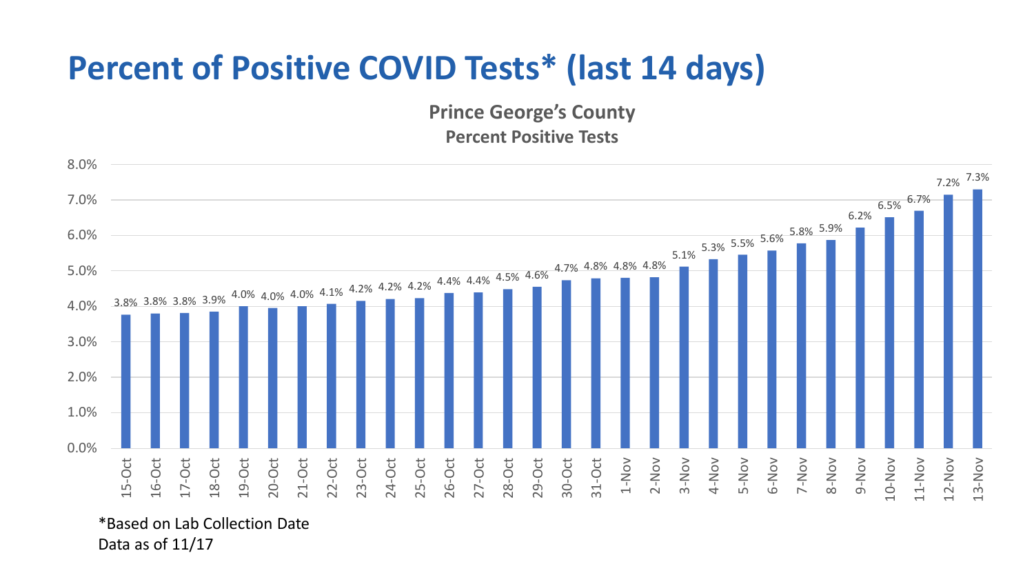# Percent of Positive COVID Tests* (last 14 days)

Prince George's County
Percent Positive Tests

8.0%
7.0%
6.0%
5.0%
4.0%
3.0%
2.0%
1.0%
0.0%

3.8% 3.8% 3.8% 3.9% 4.0% 4.0% 4.0% 4.1% 4.2% 4.2% 4.2% 4.4% 4.4% 4.5% 4.6% 4.7% 4.8% 4.8% 4.8% 5.1% 5.3% 5.5% 5.6% 5.8% 5.9% 6.2% 6.5% 6.7% 7.2% 7.3%

15-Oct 16-Oct 17-Oct 18-Oct 19-Oct 20-Oct 21-Oct 22-Oct 23-Oct 24-Oct 25-Oct 26-Oct 27-Oct 28-Oct 29-Oct 30-Oct 31-Oct 1-Nov 2-Nov 3-Nov 4-Nov 5-Nov 6-Nov 7-Nov 8-Nov 9-Nov 10-Nov 11-Nov 12-Nov 13-Nov

*Based on Lab Collection Date
Data as of 11/17